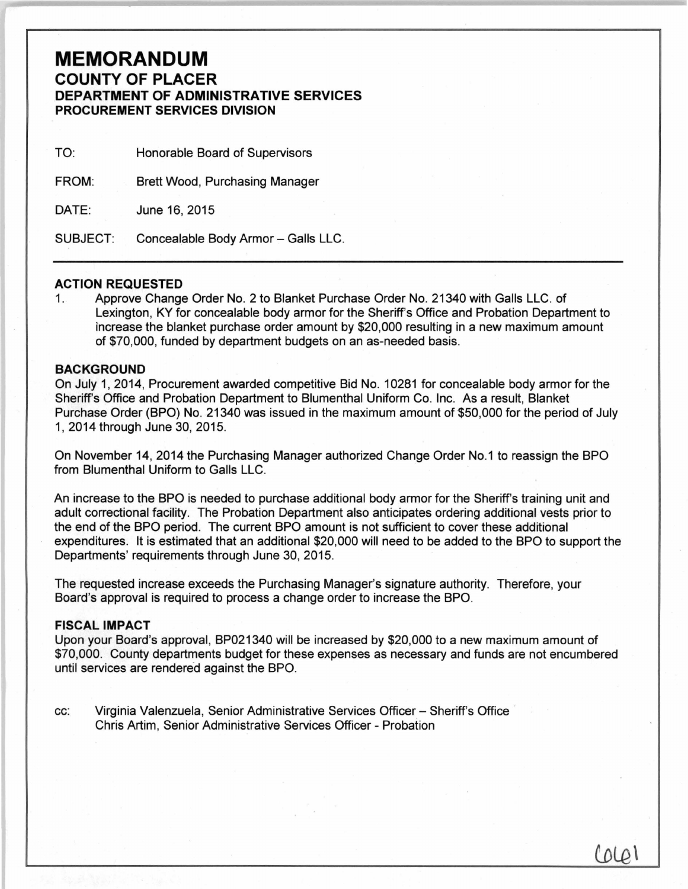# MEMORANDUM

## COUNTY OF PLACER

### DEPARTMENT OF ADMINISTRATIVE SERVICES

### PROCUREMENT SERVICES DIVISION

TO: Honorable Board of Supervisors

FROM: Brett Wood, Purchasing Manager

DATE: June 16, 2015

SUBJECT: Concealable Body Armor – Galls LLC.

---

**ACTION REQUESTED**

1. Approve Change Order No. 2 to Blanket Purchase Order No. 21340 with Galls LLC. of Lexington, KY for concealable body armor for the Sheriff's Office and Probation Department to increase the blanket purchase order amount by $20,000 resulting in a new maximum amount of $70,000, funded by department budgets on an as-needed basis.

**BACKGROUND**

On July 1, 2014, Procurement awarded competitive Bid No. 10281 for concealable body armor for the Sheriff's Office and Probation Department to Blumenthal Uniform Co. Inc. As a result, Blanket Purchase Order (BPO) No. 21340 was issued in the maximum amount of $50,000 for the period of July 1, 2014 through June 30, 2015.

On November 14, 2014 the Purchasing Manager authorized Change Order No.1 to reassign the BPO from Blumenthal Uniform to Galls LLC.

An increase to the BPO is needed to purchase additional body armor for the Sheriff's training unit and adult correctional facility. The Probation Department also anticipates ordering additional vests prior to the end of the BPO period. The current BPO amount is not sufficient to cover these additional expenditures. It is estimated that an additional $20,000 will need to be added to the BPO to support the Departments' requirements through June 30, 2015.

The requested increase exceeds the Purchasing Manager's signature authority. Therefore, your Board's approval is required to process a change order to increase the BPO.

**FISCAL IMPACT**

Upon your Board's approval, BP021340 will be increased by $20,000 to a new maximum amount of $70,000. County departments budget for these expenses as necessary and funds are not encumbered until services are rendered against the BPO.

cc: Virginia Valenzuela, Senior Administrative Services Officer – Sheriff's Office
Chris Artim, Senior Administrative Services Officer - Probation